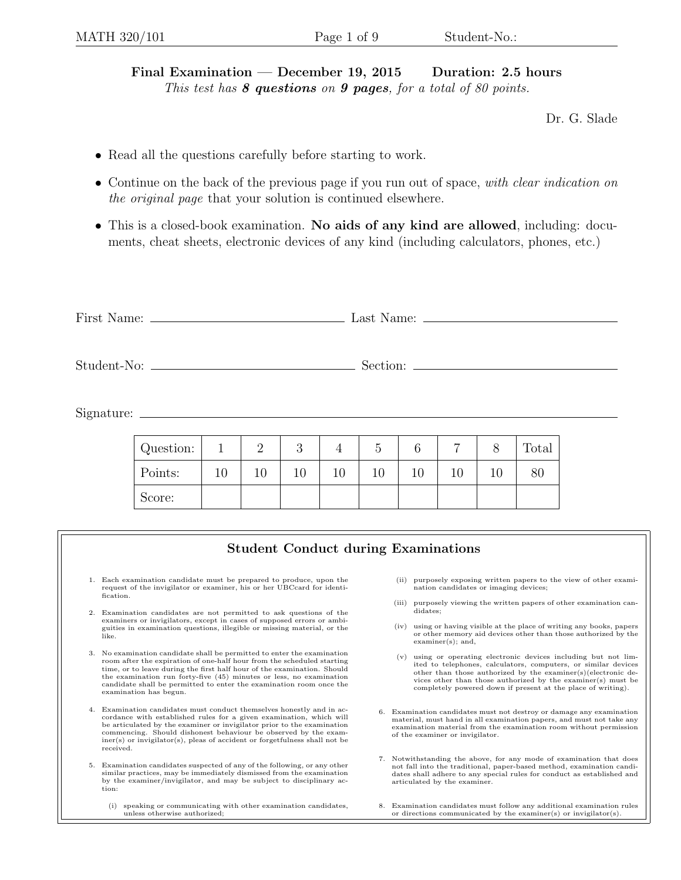**Final Examination — December 19, 2015 Duration: 2.5 hours**

*This test has **8 questions** on **9 pages**, for a total of 80 points.*

Dr. G. Slade

- Read all the questions carefully before starting to work.
- Continue on the back of the previous page if you run out of space, *with clear indication on the original page* that your solution is continued elsewhere.
- This is a closed-book examination. **No aids of any kind are allowed**, including: documents, cheat sheets, electronic devices of any kind (including calculators, phones, etc.)

First Name: ______________________ Last Name: ______________________

Student-No: ______________________ Section: ______________________

Signature: ____________________________________________

| Question: | 1 | 2 | 3 | 4 | 5 | 6 | 7 | 8 | Total |
|---|---|---|---|---|---|---|---|---|---|
| Points: | 10 | 10 | 10 | 10 | 10 | 10 | 10 | 10 | 80 |
| Score: | | | | | | | | | |

## Student Conduct during Examinations

1. Each examination candidate must be prepared to produce, upon the request of the invigilator or examiner, his or her UBCcard for identification.
2. Examination candidates are not permitted to ask questions of the examiners or invigilators, except in cases of supposed errors or ambiguities in examination questions, illegible or missing material, or the like.
3. No examination candidate shall be permitted to enter the examination room after the expiration of one-half hour from the scheduled starting time, or to leave during the first half hour of the examination. Should the examination run forty-five (45) minutes or less, no examination candidate shall be permitted to enter the examination room once the examination has begun.
4. Examination candidates must conduct themselves honestly and in accordance with established rules for a given examination, which will be articulated by the examiner or invigilator prior to the examination commencing. Should dishonest behaviour be observed by the examiner(s) or invigilator(s), pleas of accident or forgetfulness shall not be received.
5. Examination candidates suspected of any of the following, or any other similar practices, may be immediately dismissed from the examination by the examiner/invigilator, and may be subject to disciplinary action:
   1. (i) speaking or communicating with other examination candidates, unless otherwise authorized;
   2. (ii) purposely exposing written papers to the view of other examination candidates or imaging devices;
   3. (iii) purposely viewing the written papers of other examination candidates;
   4. (iv) using or having visible at the place of writing any books, papers or other memory aid devices other than those authorized by the examiner(s); and,
   5. (v) using or operating electronic devices including but not limited to telephones, calculators, computers, or similar devices other than those authorized by the examiner(s)(electronic devices other than those authorized by the examiner(s) must be completely powered down if present at the place of writing).
6. Examination candidates must not destroy or damage any examination material, must hand in all examination papers, and must not take any examination material from the examination room without permission of the examiner or invigilator.
7. Notwithstanding the above, for any mode of examination that does not fall into the traditional, paper-based method, examination candidates shall adhere to any special rules for conduct as established and articulated by the examiner.
8. Examination candidates must follow any additional examination rules or directions communicated by the examiner(s) or invigilator(s).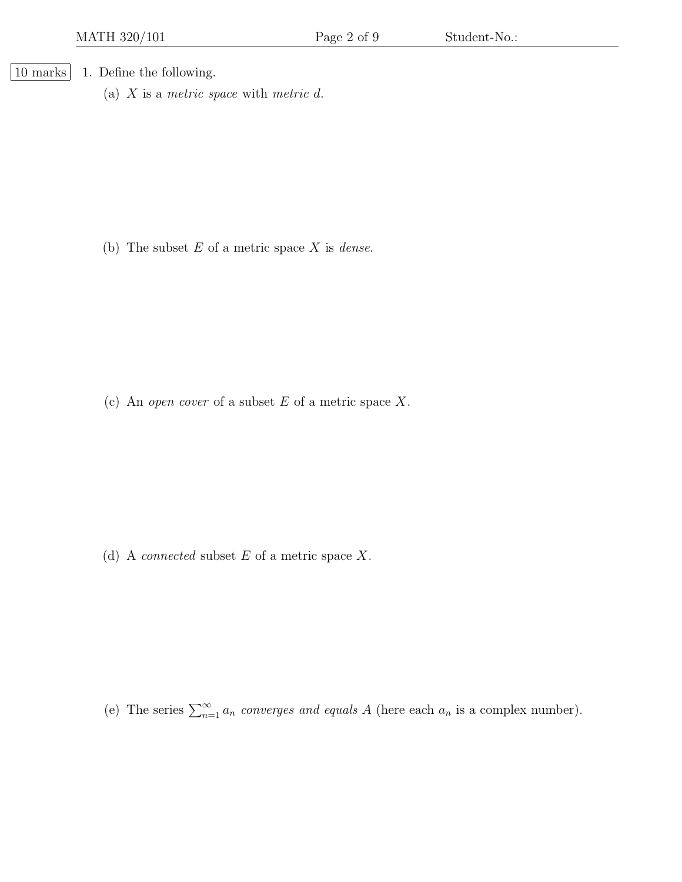10 marks

1. Define the following.

(a) $X$ is a *metric space* with *metric* $d$.

(b) The subset $E$ of a metric space $X$ is *dense*.

(c) An *open cover* of a subset $E$ of a metric space $X$.

(d) A *connected* subset $E$ of a metric space $X$.

(e) The series $\sum_{n=1}^{\infty} a_n$ *converges and equals* $A$ (here each $a_n$ is a complex number).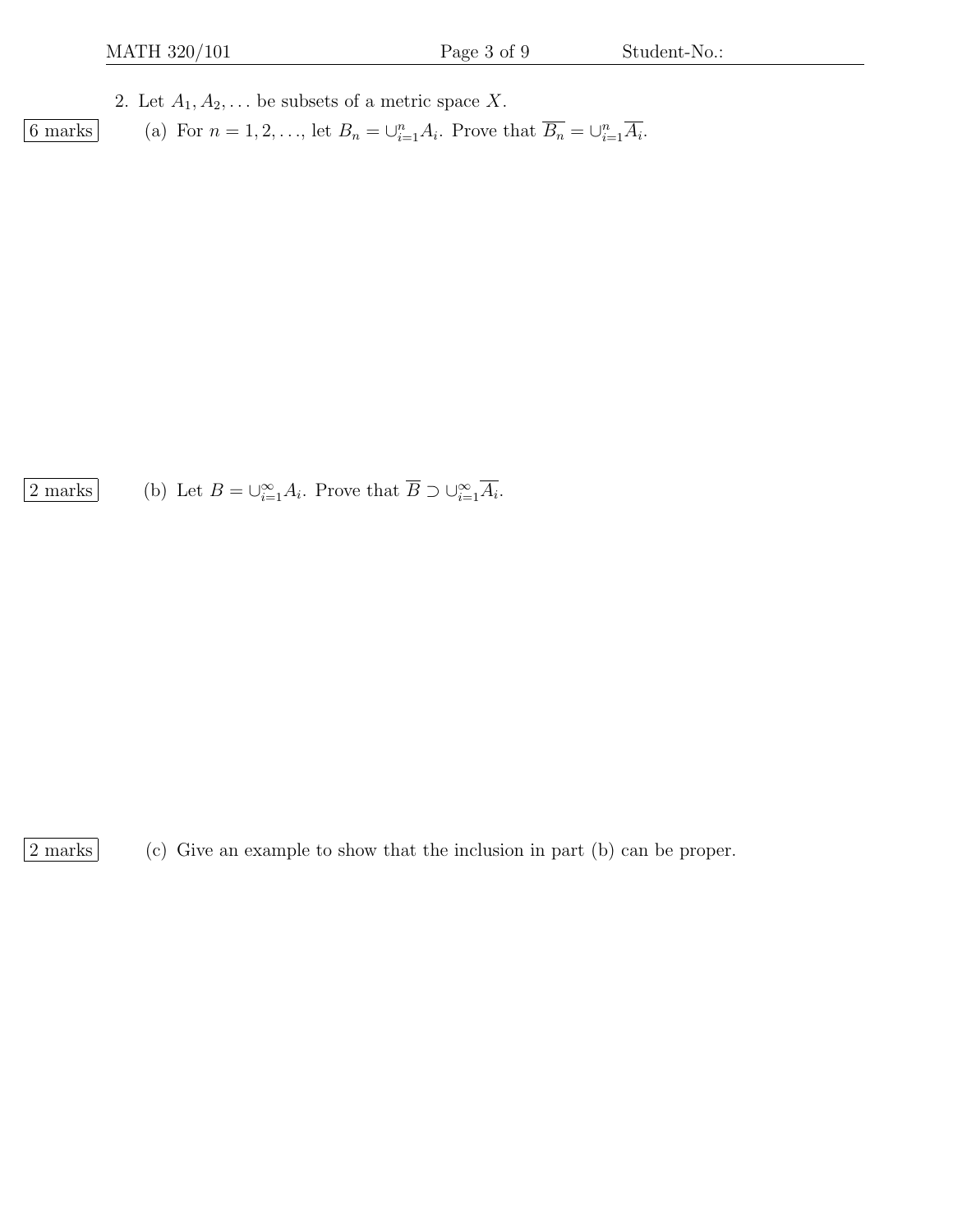2. Let $A_1, A_2, \ldots$ be subsets of a metric space $X$.

6 marks (a) For $n = 1, 2, \ldots$, let $B_n = \cup_{i=1}^{n} A_i$. Prove that $\overline{B_n} = \cup_{i=1}^{n} \overline{A_i}$.

2 marks (b) Let $B = \cup_{i=1}^{\infty} A_i$. Prove that $\overline{B} \supset \cup_{i=1}^{\infty} \overline{A_i}$.

2 marks (c) Give an example to show that the inclusion in part (b) can be proper.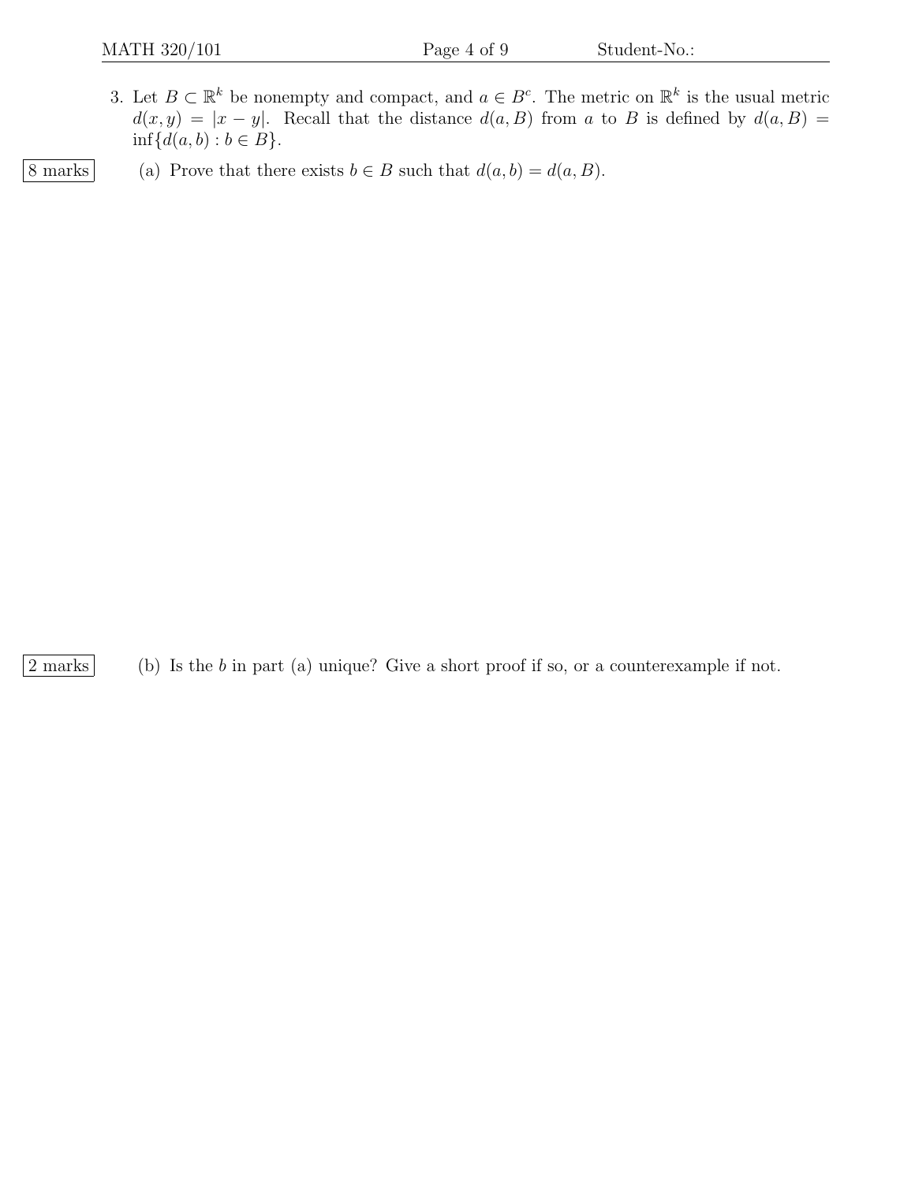3. Let $B \subset \mathbb{R}^k$ be nonempty and compact, and $a \in B^c$. The metric on $\mathbb{R}^k$ is the usual metric $d(x, y) = |x - y|$. Recall that the distance $d(a, B)$ from $a$ to $B$ is defined by $d(a, B) = \inf\{d(a, b) : b \in B\}$.

8 marks (a) Prove that there exists $b \in B$ such that $d(a, b) = d(a, B)$.

2 marks (b) Is the $b$ in part (a) unique? Give a short proof if so, or a counterexample if not.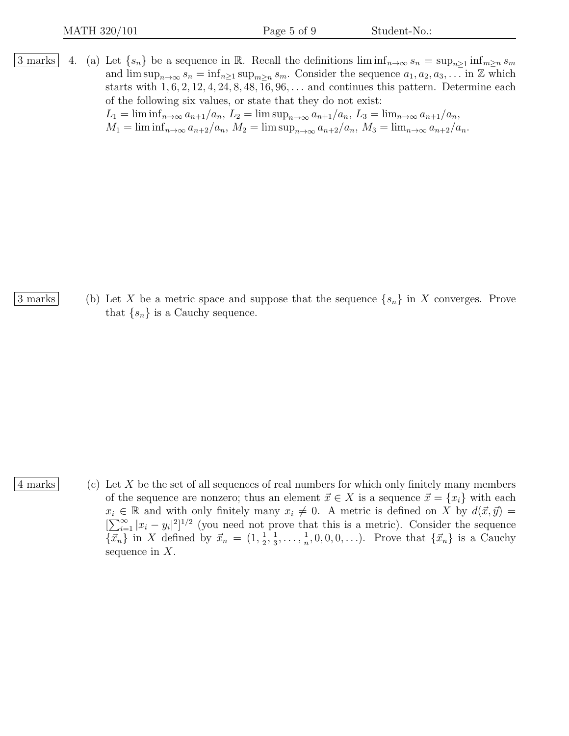3 marks

4. (a) Let $\{s_n\}$ be a sequence in $\mathbb{R}$. Recall the definitions $\liminf_{n\to\infty} s_n = \sup_{n\geq 1} \inf_{m\geq n} s_m$ and $\limsup_{n\to\infty} s_n = \inf_{n\geq 1} \sup_{m\geq n} s_m$. Consider the sequence $a_1, a_2, a_3, \ldots$ in $\mathbb{Z}$ which starts with $1, 6, 2, 12, 4, 24, 8, 48, 16, 96, \ldots$ and continues this pattern. Determine each of the following six values, or state that they do not exist:
$L_1 = \liminf_{n\to\infty} a_{n+1}/a_n$, $L_2 = \limsup_{n\to\infty} a_{n+1}/a_n$, $L_3 = \lim_{n\to\infty} a_{n+1}/a_n$,
$M_1 = \liminf_{n\to\infty} a_{n+2}/a_n$, $M_2 = \limsup_{n\to\infty} a_{n+2}/a_n$, $M_3 = \lim_{n\to\infty} a_{n+2}/a_n$.

3 marks

(b) Let $X$ be a metric space and suppose that the sequence $\{s_n\}$ in $X$ converges. Prove that $\{s_n\}$ is a Cauchy sequence.

4 marks

(c) Let $X$ be the set of all sequences of real numbers for which only finitely many members of the sequence are nonzero; thus an element $\vec{x} \in X$ is a sequence $\vec{x} = \{x_i\}$ with each $x_i \in \mathbb{R}$ and with only finitely many $x_i \neq 0$. A metric is defined on $X$ by $d(\vec{x}, \vec{y}) = [\sum_{i=1}^{\infty} |x_i - y_i|^2]^{1/2}$ (you need not prove that this is a metric). Consider the sequence $\{\vec{x}_n\}$ in $X$ defined by $\vec{x}_n = (1, \frac{1}{2}, \frac{1}{3}, \ldots, \frac{1}{n}, 0, 0, 0, \ldots)$. Prove that $\{\vec{x}_n\}$ is a Cauchy sequence in $X$.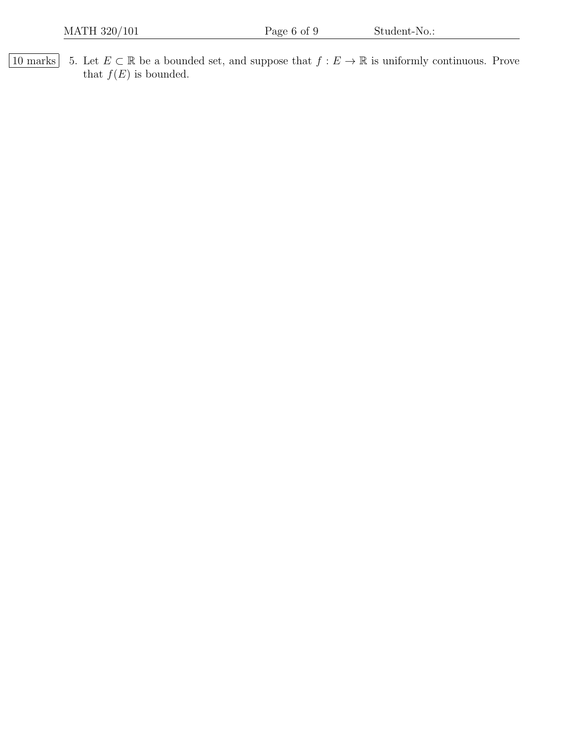10 marks 5. Let $E \subset \mathbb{R}$ be a bounded set, and suppose that $f : E \to \mathbb{R}$ is uniformly continuous. Prove that $f(E)$ is bounded.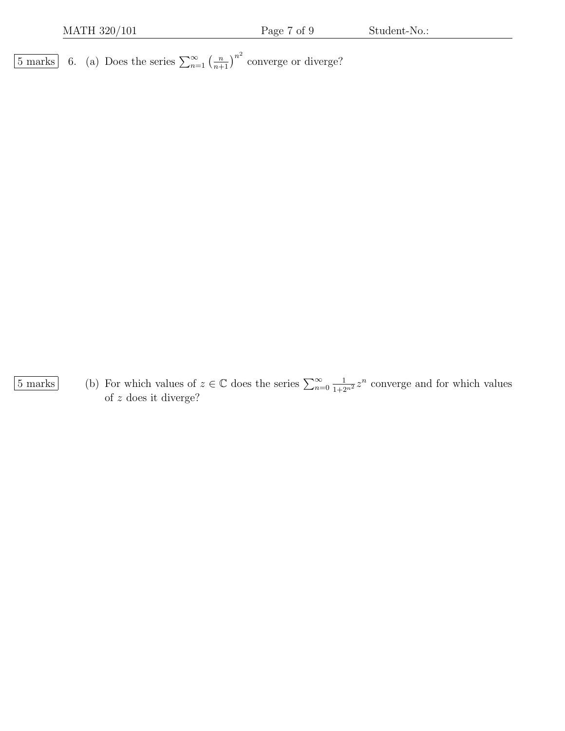5 marks 6. (a) Does the series $\sum_{n=1}^{\infty} \left(\frac{n}{n+1}\right)^{n^2}$ converge or diverge?

5 marks (b) For which values of $z \in \mathbb{C}$ does the series $\sum_{n=0}^{\infty} \frac{1}{1+2^{n^2}} z^n$ converge and for which values of $z$ does it diverge?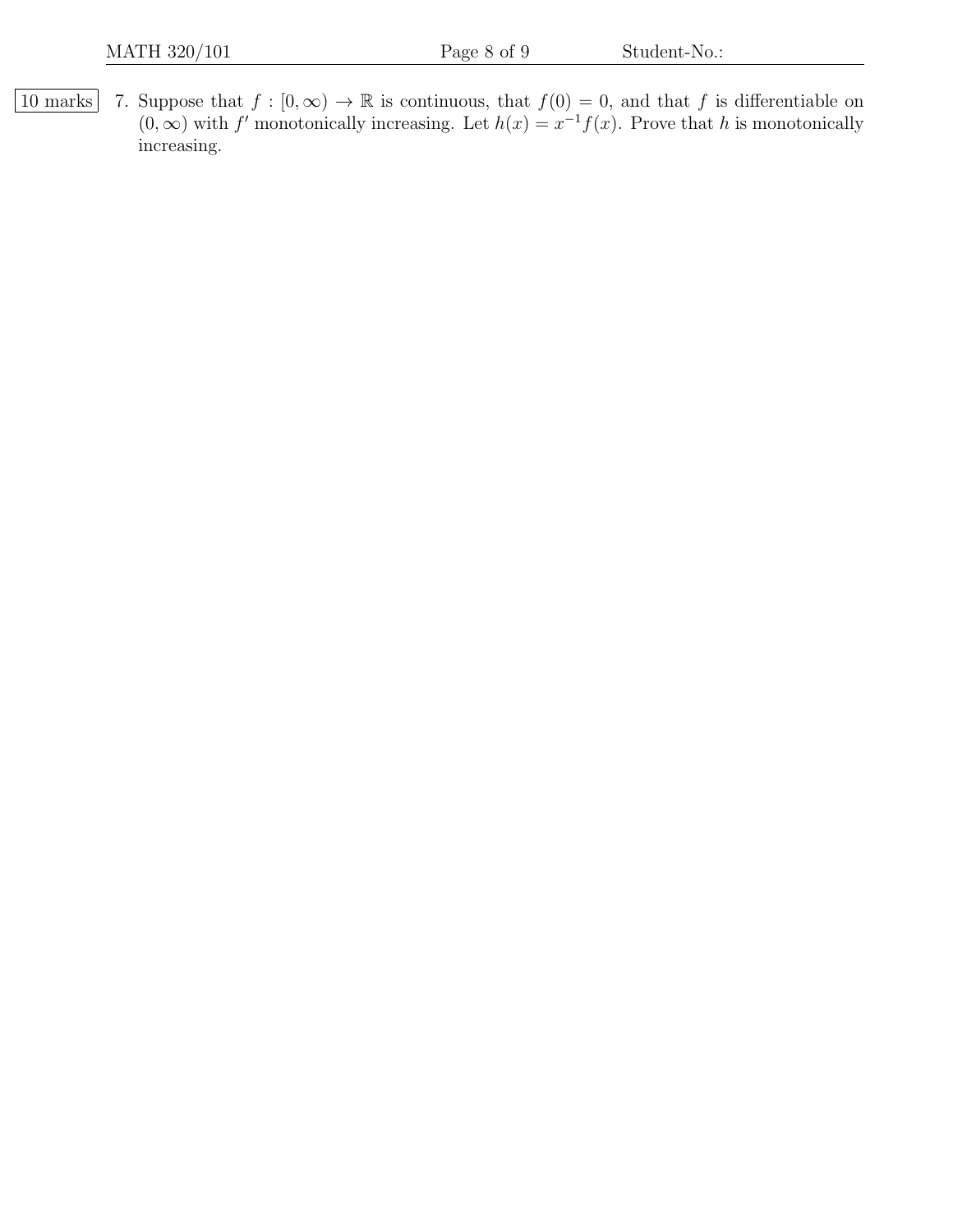10 marks 7. Suppose that $f : [0, \infty) \to \mathbb{R}$ is continuous, that $f(0) = 0$, and that $f$ is differentiable on $(0, \infty)$ with $f'$ monotonically increasing. Let $h(x) = x^{-1}f(x)$. Prove that $h$ is monotonically increasing.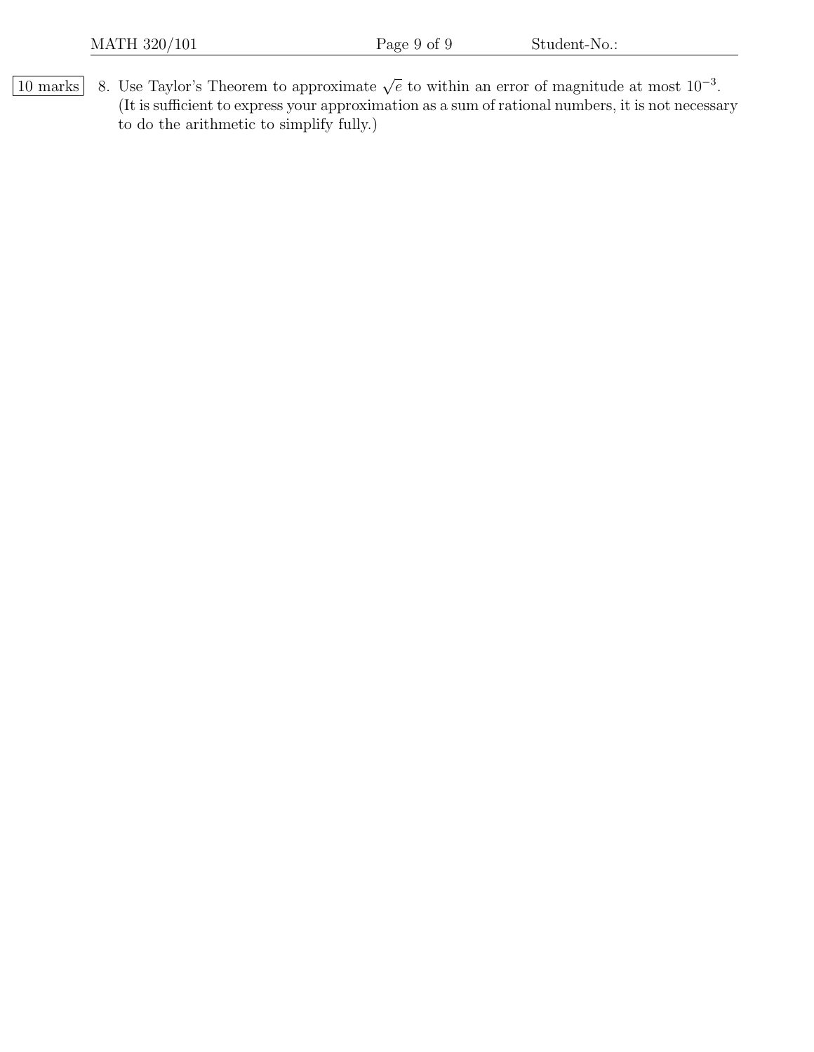10 marks

8. Use Taylor's Theorem to approximate $\sqrt{e}$ to within an error of magnitude at most $10^{-3}$. (It is sufficient to express your approximation as a sum of rational numbers, it is not necessary to do the arithmetic to simplify fully.)